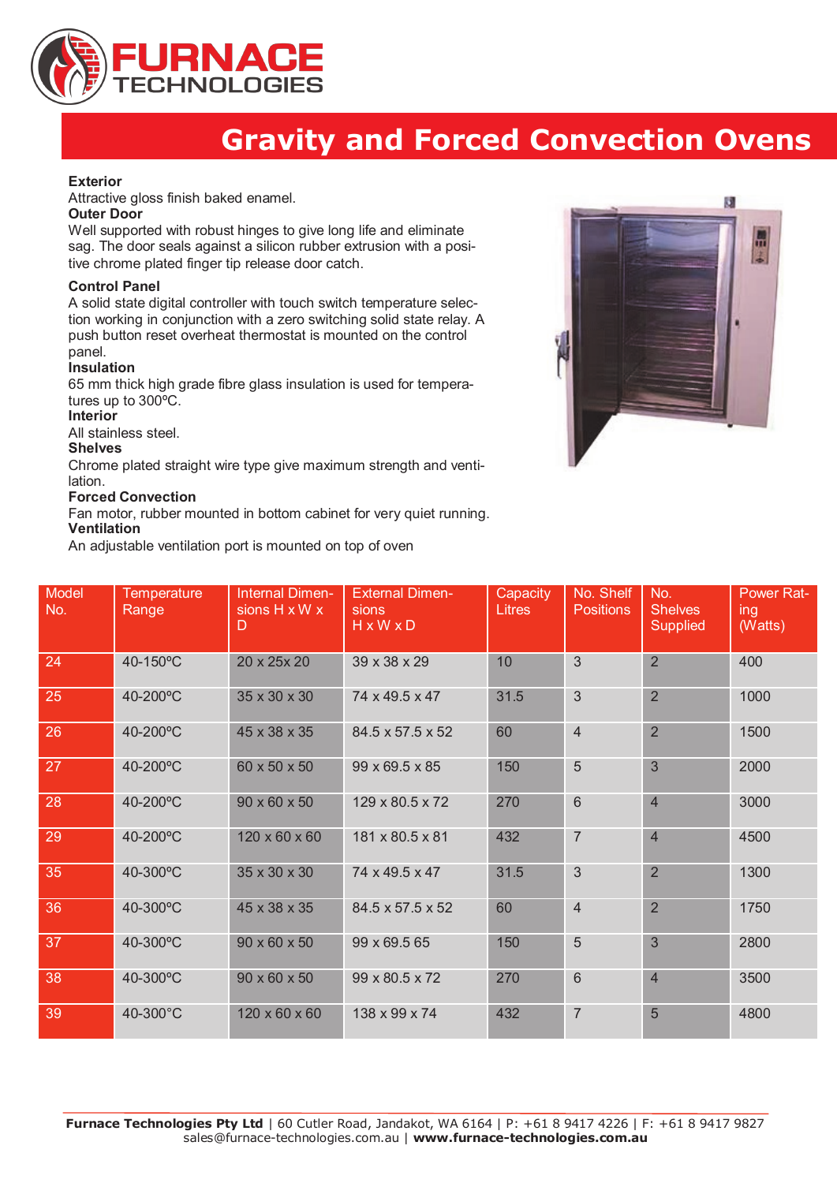# Gravity and Forced Convection Ovens

**Exterior**
Attractive gloss finish baked enamel.

**Outer Door**
Well supported with robust hinges to give long life and eliminate sag. The door seals against a silicon rubber extrusion with a positive chrome plated finger tip release door catch.

**Control Panel**
A solid state digital controller with touch switch temperature selection working in conjunction with a zero switching solid state relay. A push button reset overheat thermostat is mounted on the control panel.

**Insulation**
65 mm thick high grade fibre glass insulation is used for temperatures up to 300ºC.

**Interior**
All stainless steel.

**Shelves**
Chrome plated straight wire type give maximum strength and ventilation.

**Forced Convection**
Fan motor, rubber mounted in bottom cabinet for very quiet running.

**Ventilation**
An adjustable ventilation port is mounted on top of oven

| Model No. | Temperature Range | Internal Dimensions H x W x D | External Dimensions H x W x D | Capacity Litres | No. Shelf Positions | No. Shelves Supplied | Power Rating (Watts) |
|---|---|---|---|---|---|---|---|
| 24 | 40-150ºC | 20 x 25x 20 | 39 x 38 x 29 | 10 | 3 | 2 | 400 |
| 25 | 40-200ºC | 35 x 30 x 30 | 74 x 49.5 x 47 | 31.5 | 3 | 2 | 1000 |
| 26 | 40-200ºC | 45 x 38 x 35 | 84.5 x 57.5 x 52 | 60 | 4 | 2 | 1500 |
| 27 | 40-200ºC | 60 x 50 x 50 | 99 x 69.5 x 85 | 150 | 5 | 3 | 2000 |
| 28 | 40-200ºC | 90 x 60 x 50 | 129 x 80.5 x 72 | 270 | 6 | 4 | 3000 |
| 29 | 40-200ºC | 120 x 60 x 60 | 181 x 80.5 x 81 | 432 | 7 | 4 | 4500 |
| 35 | 40-300ºC | 35 x 30 x 30 | 74 x 49.5 x 47 | 31.5 | 3 | 2 | 1300 |
| 36 | 40-300ºC | 45 x 38 x 35 | 84.5 x 57.5 x 52 | 60 | 4 | 2 | 1750 |
| 37 | 40-300ºC | 90 x 60 x 50 | 99 x 69.5 65 | 150 | 5 | 3 | 2800 |
| 38 | 40-300ºC | 90 x 60 x 50 | 99 x 80.5 x 72 | 270 | 6 | 4 | 3500 |
| 39 | 40-300°C | 120 x 60 x 60 | 138 x 99 x 74 | 432 | 7 | 5 | 4800 |

**Furnace Technologies Pty Ltd** | 60 Cutler Road, Jandakot, WA 6164 | P: +61 8 9417 4226 | F: +61 8 9417 9827
sales@furnace-technologies.com.au | **www.furnace-technologies.com.au**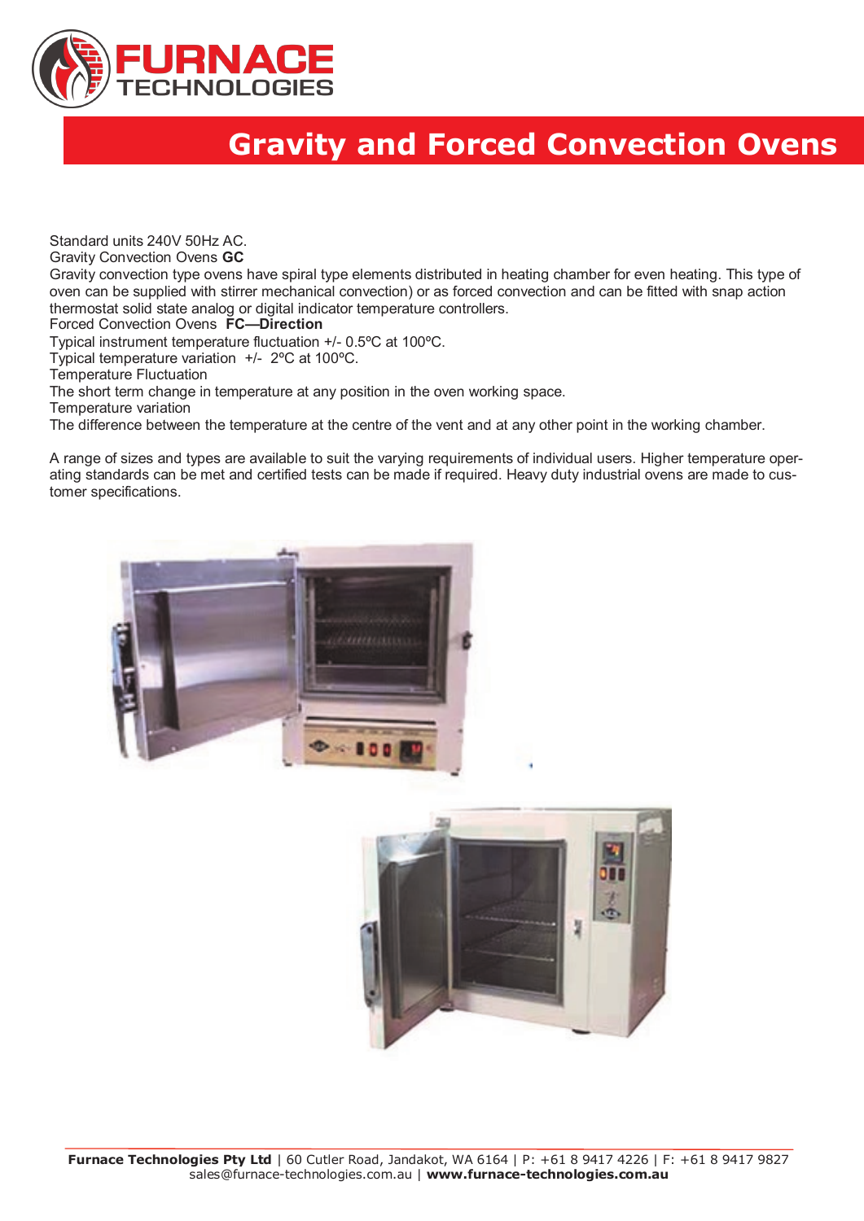# Gravity and Forced Convection Ovens

Standard units 240V 50Hz AC.
Gravity Convection Ovens **GC**
Gravity convection type ovens have spiral type elements distributed in heating chamber for even heating. This type of oven can be supplied with stirrer mechanical convection) or as forced convection and can be fitted with snap action thermostat solid state analog or digital indicator temperature controllers.
Forced Convection Ovens **FC—Direction**
Typical instrument temperature fluctuation +/- 0.5ºC at 100ºC.
Typical temperature variation +/- 2ºC at 100ºC.
Temperature Fluctuation
The short term change in temperature at any position in the oven working space.
Temperature variation
The difference between the temperature at the centre of the vent and at any other point in the working chamber.

A range of sizes and types are available to suit the varying requirements of individual users. Higher temperature operating standards can be met and certified tests can be made if required. Heavy duty industrial ovens are made to customer specifications.